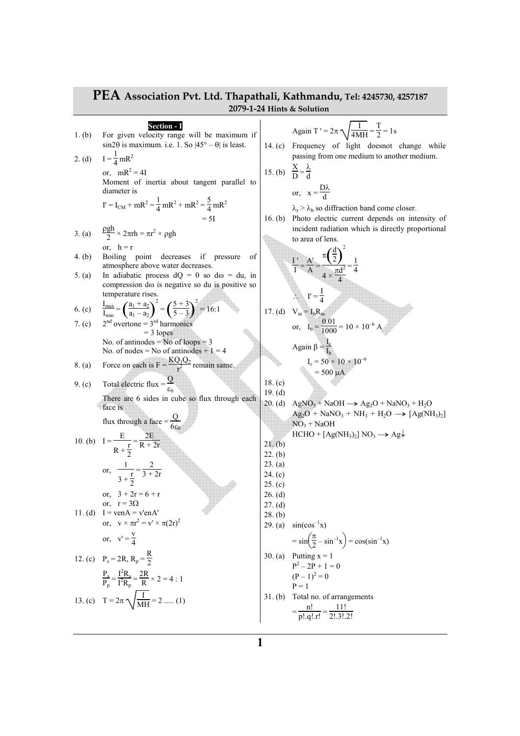# PEA Association Pvt. Ltd. Thapathali, Kathmandu, Tel: 4245730, 4257187

## 2079-1-24 Hints & Solution

### Section - I

1. (b) For given velocity range will be maximum if $\sin 2\theta$ is maximum. i.e. 1. So $|45° - \theta|$ is least.

2. (d) $I = \frac{1}{4}mR^2$

or, $mR^2 = 4I$

Moment of inertia about tangent parallel to diameter is

$$I' = I_{CM} + mR^2 = \frac{1}{4}mR^2 + mR^2 = \frac{5}{4}mR^2 = 5I$$

3. (a) $\frac{\rho gh}{2} \times 2\pi rh = \pi r^2 \times \rho gh$

or, $h = r$

4. (b) Boiling point decreases if pressure of atmosphere above water decreases.

5. (a) In adiabatic process $dQ = 0$ so $d\omega = du$, in compression $d\omega$ is negative so du is positive so temperature rises.

6. (c) $\frac{I_{max}}{I_{min}} = \left(\frac{a_1 + a_2}{a_1 - a_2}\right)^2 = \left(\frac{5+3}{5-3}\right)^2 = 16:1$

7. (c) $2^{nd}$ overtone = $3^{rd}$ harmonics = 3 lopes

No. of antinodes = No of loops = 3

No. of nodes = No of antinodes + 1 = 4

8. (a) Force on each is $F = \frac{KQ_1Q_2}{r^2}$ remain same.

9. (c) Total electric flux = $\frac{Q}{\varepsilon_0}$

There are 6 sides in cube so flux through each face is

flux through a face = $\frac{Q}{6\varepsilon_0}$

10. (b) $I = \frac{E}{R + \frac{r}{2}} = \frac{2E}{R + 2r}$

or, $\frac{1}{3 + \frac{r}{2}} = \frac{2}{3 + 2r}$

or, $3 + 2r = 6 + r$

or, $r = 3\Omega$

11. (d) $I = venA = v'enA'$

or, $v \times \pi r^2 = v' \times \pi(2r)^2$

or, $v' = \frac{v}{4}$

12. (c) $P_s = 2R$, $R_p = \frac{R}{2}$

$\frac{P_s}{P_p} = \frac{I^2R_s}{I^2R_p} = \frac{2R}{R} \times 2 = 4 : 1$

13. (c) $T = 2\pi\sqrt{\frac{I}{MH}} = 2$ ..... (1)

Again $T' = 2\pi\sqrt{\frac{I}{4MH}} = \frac{T}{2} = 1s$

14. (c) Frequency of light doesnot change while passing from one medium to another medium.

15. (b) $\frac{X}{D} = \frac{\lambda}{d}$

or, $x = \frac{D\lambda}{d}$

$\lambda_r > \lambda_b$ so diffraction band come closer.

16. (b) Photo electric current depends on intensity of incident radiation which is directly proportional to area of lens.

$$\frac{I'}{I} = \frac{A'}{A} = \frac{\pi\left(\frac{d}{2}\right)^2}{4 \times \frac{\pi d^2}{4}} = \frac{1}{4}$$

$\therefore$ $I' = \frac{I}{4}$

17. (d) $V_{in} = I_bR_{in}$

or, $I_b = \frac{0.01}{1000} = 10 \times 10^{-6}$ A

Again $\beta = \frac{I_c}{I_b}$

$I_c = 50 \times 10 \times 10^{-6}$

$= 500\ \mu A$

18. (c)

19. (d)

20. (d) $AgNO_3 + NaOH \longrightarrow Ag_2O + NaNO_3 + H_2O$

$Ag_2O + NaNO_3 + NH_3 + H_2O \longrightarrow [Ag(NH_3)_2]NO_3 + NaOH$

$HCHO + [Ag(NH_3)_2]NO_3 \longrightarrow Ag\downarrow$

21. (b)

22. (b)

23. (a)

24. (c)

25. (c)

26. (d)

27. (d)

28. (b)

29. (a) $\sin(\cos^{-1}x)$

$= \sin\left(\frac{\pi}{2} - \sin^{-1}x\right) = \cos(\sin^{-1}x)$

30. (a) Putting $x = 1$

$P^2 - 2P + 1 = 0$

$(P - 1)^2 = 0$

$P = 1$

31. (b) Total no. of arrangements

$= \frac{n!}{p!.q!.r!} = \frac{11!}{2!.3!.2!}$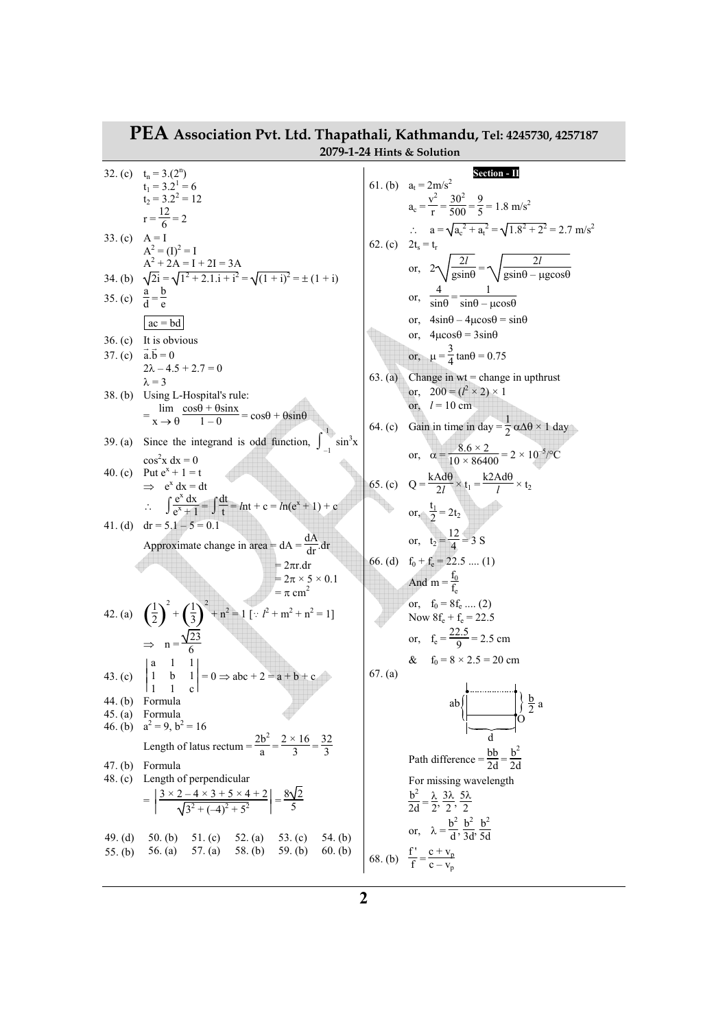# PEA Association Pvt. Ltd. Thapathali, Kathmandu, Tel: 4245730, 4257187

**2079-1-24 Hints & Solution**

32. (c) $t_n = 3.(2^n)$

$t_1 = 3.2^1 = 6$

$t_2 = 3.2^2 = 12$

$r = \frac{12}{6} = 2$

33. (c) $A = I$

$A^2 = (I)^2 = I$

$A^2 + 2A = I + 2I = 3A$

34. (b) $\sqrt{2i} = \sqrt{1^2 + 2.1.i + i^2} = \sqrt{(1+i)^2} = \pm(1+i)$

35. (c) $\frac{a}{d} = \frac{b}{e}$

$\boxed{ac = bd}$

36. (c) It is obvious

37. (c) $\vec{a}.\vec{b} = 0$

$2\lambda - 4.5 + 2.7 = 0$

$\lambda = 3$

38. (b) Using L-Hospital's rule:

$= \lim_{x \to \theta} \frac{\cos\theta + \theta\sin x}{1 - 0} = \cos\theta + \theta\sin\theta$

39. (a) Since the integrand is odd function, $\int_{-1}^{1} \sin^3 x \cos^2 x \, dx = 0$

40. (c) Put $e^x + 1 = t$

$\Rightarrow e^x dx = dt$

$\therefore \int \frac{e^x dx}{e^x + 1} = \int \frac{dt}{t} = \ln t + c = \ln(e^x + 1) + c$

41. (d) $dr = 5.1 - 5 = 0.1$

Approximate change in area $= dA = \frac{dA}{dr}.dr$

$= 2\pi r.dr$

$= 2\pi \times 5 \times 0.1$

$= \pi \text{ cm}^2$

42. (a) $\left(\frac{1}{2}\right)^2 + \left(\frac{1}{3}\right)^2 + n^2 = 1$ $[\because l^2 + m^2 + n^2 = 1]$

$\Rightarrow n = \frac{\sqrt{23}}{6}$

43. (c) $\begin{vmatrix} a & 1 & 1 \\ 1 & b & 1 \\ 1 & 1 & c \end{vmatrix} = 0 \Rightarrow abc + 2 = a + b + c$

44. (b) Formula

45. (a) Formula

46. (b) $a^2 = 9, b^2 = 16$

Length of latus rectum $= \frac{2b^2}{a} = \frac{2 \times 16}{3} = \frac{32}{3}$

47. (b) Formula

48. (c) Length of perpendicular

$= \left| \frac{3 \times 2 - 4 \times 3 + 5 \times 4 + 2}{\sqrt{3^2 + (-4)^2 + 5^2}} \right| = \frac{8\sqrt{2}}{5}$

49. (d) 50. (b) 51. (c) 52. (a) 53. (c) 54. (b)

55. (b) 56. (a) 57. (a) 58. (b) 59. (b) 60. (b)

**Section - II**

61. (b) $a_t = 2\text{m/s}^2$

$a_c = \frac{v^2}{r} = \frac{30^2}{500} = \frac{9}{5} = 1.8 \text{ m/s}^2$

$\therefore a = \sqrt{a_c^2 + a_t^2} = \sqrt{1.8^2 + 2^2} = 2.7 \text{ m/s}^2$

62. (c) $2t_s = t_r$

or, $2\sqrt{\frac{2l}{g\sin\theta}} = \sqrt{\frac{2l}{g\sin\theta - \mu g\cos\theta}}$

or, $\frac{4}{\sin\theta} = \frac{1}{\sin\theta - \mu\cos\theta}$

or, $4\sin\theta - 4\mu\cos\theta = \sin\theta$

or, $4\mu\cos\theta = 3\sin\theta$

or, $\mu = \frac{3}{4}\tan\theta = 0.75$

63. (a) Change in wt = change in upthrust

or, $200 = (l^2 \times 2) \times 1$

or, $l = 10$ cm

64. (c) Gain in time in day $= \frac{1}{2}\alpha\Delta\theta \times 1$ day

or, $\alpha = \frac{8.6 \times 2}{10 \times 86400} = 2 \times 10^{-5}/°C$

65. (c) $Q = \frac{kA d\theta}{2l} \times t_1 = \frac{k2A d\theta}{l} \times t_2$

or, $\frac{t_1}{2} = 2t_2$

or, $t_2 = \frac{12}{4} = 3$ S

66. (d) $f_0 + f_e = 22.5$ .... (1)

And $m = \frac{f_0}{f_e}$

or, $f_0 = 8f_e$ .... (2)

Now $8f_e + f_e = 22.5$

or, $f_e = \frac{22.5}{9} = 2.5$ cm

& $f_0 = 8 \times 2.5 = 20$ cm

67. (a)

Path difference $= \frac{bb}{2d} = \frac{b^2}{2d}$

For missing wavelength

$\frac{b^2}{2d} = \frac{\lambda}{2}, \frac{3\lambda}{2}, \frac{5\lambda}{2}$

or, $\lambda = \frac{b^2}{d}, \frac{b^2}{3d}, \frac{b^2}{5d}$

68. (b) $\frac{f'}{f} = \frac{c + v_p}{c - v_p}$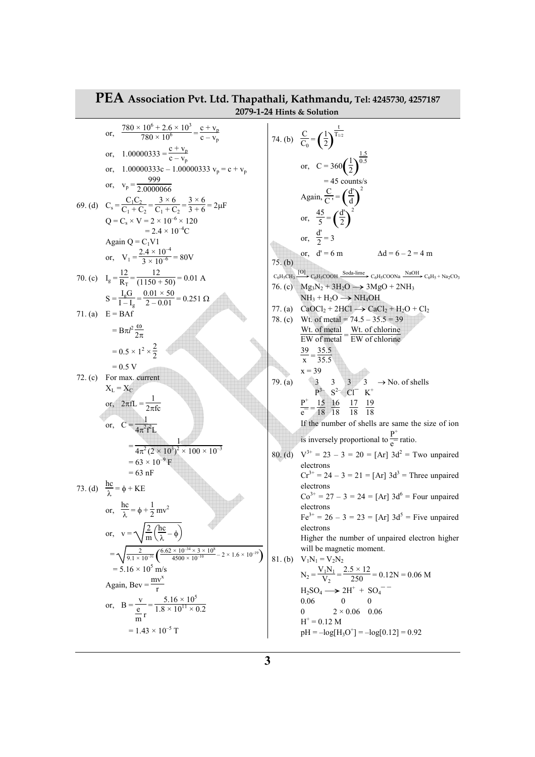or, $\frac{780 \times 10^6 + 2.6 \times 10^3}{780 \times 10^6} = \frac{c + v_p}{c - v_p}$

or, $1.00000333 = \frac{c + v_p}{c - v_p}$

or, $1.00000333c - 1.00000333\, v_p = c + v_p$

or, $v_p = \frac{999}{2.0000066}$

69. (d) $C_s = \frac{C_1C_2}{C_1 + C_2} = \frac{3 \times 6}{C_1 + C_2} = \frac{3 \times 6}{3 + 6} = 2\mu F$

$Q = C_s \times V = 2 \times 10^{-6} \times 120$

$= 2.4 \times 10^{-4} C$

Again $Q = C_1V1$

or, $V_1 = \frac{2.4 \times 10^{-4}}{3 \times 10^{-6}} = 80V$

70. (c) $I_g = \frac{12}{R_T} = \frac{12}{(1150 + 50)} = 0.01$ A

$S = \frac{I_gG}{I - I_g} = \frac{0.01 \times 50}{2 - 0.01} = 0.251\ \Omega$

71. (a) $E = BAf$

$= B\pi l^2 \frac{\omega}{2\pi}$

$= 0.5 \times 1^2 \times \frac{2}{2}$

$= 0.5$ V

72. (c) For max. current

$X_L = X_C$

or, $2\pi fL = \frac{1}{2\pi fc}$

or, $C = \frac{1}{4\pi^2 f^2 L}$

$= \frac{1}{4\pi^2 (2 \times 10^3)^2 \times 100 \times 10^{-3}}$

$= 63 \times 10^{-9}$ F

$= 63$ nF

73. (d) $\frac{hc}{\lambda} = \phi + KE$

or, $\frac{hc}{\lambda} = \phi + \frac{1}{2}mv^2$

or, $v = \sqrt{\frac{2}{m}\left(\frac{hc}{\lambda} - \phi\right)}$

$= \sqrt{\frac{2}{9.1 \times 10^{-31}}\left(\frac{6.62 \times 10^{-34} \times 3 \times 10^8}{4500 \times 10^{-10}} - 2 \times 1.6 \times 10^{-19}\right)}$

$= 5.16 \times 10^5$ m/s

Again, $Bev = \frac{mv^x}{r}$

or, $B = \frac{v}{\frac{e}{m}r} = \frac{5.16 \times 10^5}{1.8 \times 10^{11} \times 0.2}$

$= 1.43 \times 10^{-5}$ T

74. (b) $\frac{C}{C_0} = \left(\frac{1}{2}\right)^{\frac{t}{T_{1/2}}}$

or, $C = 360\left(\frac{1}{2}\right)^{\frac{1.5}{0.5}}$

$= 45$ counts/s

Again, $\frac{C}{C'} = \left(\frac{d'}{d}\right)^2$

or, $\frac{45}{5} = \left(\frac{d'}{2}\right)^2$

or, $\frac{d'}{2} = 3$

or, $d' = 6$ m $\qquad \Delta d = 6 - 2 = 4$ m

75. (b)

$C_6H_5CH_3 \xrightarrow{[O]} C_6H_5COOH \xrightarrow{\text{Soda-lime}} C_6H_5COONa \xrightarrow{NaOH} C_6H_5 + Na_2CO_3$

76. (c) $Mg_3N_2 + 3H_2O \longrightarrow 3MgO + 2NH_3$

$NH_3 + H_2O \longrightarrow NH_4OH$

77. (a) $CaOCl_2 + 2HCl \longrightarrow CaCl_2 + H_2O + Cl_2$

78. (c) Wt. of metal = 74.5 – 35.5 = 39

$\frac{\text{Wt. of metal}}{\text{EW of metal}} = \frac{\text{Wt. of chlorine}}{\text{EW of chlorine}}$

$\frac{39}{x} = \frac{35.5}{35.5}$

$x = 39$

79. (a)

| | 3 | 3 | 3 | 3 | → No. of shells |
|---|---|---|---|---|---|
| | $P^{3-}$ | $S^{2-}$ | $Cl^-$ | $K^+$ | |
| $\frac{P^+}{e^-} =$ | $\frac{15}{18}$ | $\frac{16}{18}$ | $\frac{17}{18}$ | $\frac{19}{18}$ | |

If the number of shells are same the size of ion is inversely proportional to $\frac{P^+}{e^-}$ ratio.

80. (d) $V^{3+} = 23 - 3 = 20 = [Ar]\ 3d^2$ = Two unpaired electrons

$Cr^{3+} = 24 - 3 = 21 = [Ar]\ 3d^3$ = Three unpaired electrons

$Co^{3+} = 27 - 3 = 24 = [Ar]\ 3d^6$ = Four unpaired electrons

$Fe^{3+} = 26 - 3 = 23 = [Ar]\ 3d^5$ = Five unpaired electrons

Higher the number of unpaired electron higher will be magnetic moment.

81. (b) $V_1N_1 = V_2N_2$

$N_2 = \frac{V_1N_1}{V_2} = \frac{2.5 \times 12}{250} = 0.12N = 0.06$ M

$H_2SO_4 \longrightarrow 2H^+ + SO_4^{--}$

| 0.06 | 0 | 0 |
|---|---|---|
| 0 | $2 \times 0.06$ | 0.06 |

$H^+ = 0.12$ M

$pH = -\log[H_3O^+] = -\log[0.12] = 0.92$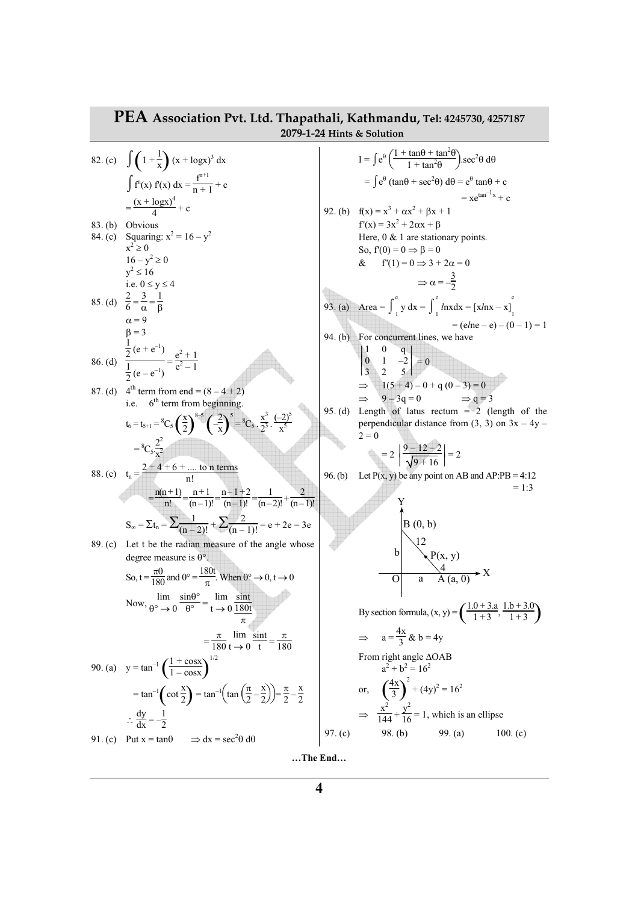# PEA Association Pvt. Ltd. Thapathali, Kathmandu, Tel: 4245730, 4257187

**2079-1-24 Hints & Solution**

82. (c) $\int \left(1 + \frac{1}{x}\right)(x + \log x)^3\, dx$

$\int f^n(x)\, f'(x)\, dx = \frac{f^{n+1}}{n+1} + c$

$= \frac{(x + \log x)^4}{4} + c$

83. (b) Obvious

84. (c) Squaring: $x^2 = 16 - y^2$

$x^2 \geq 0$

$16 - y^2 \geq 0$

$y^2 \leq 16$

i.e. $0 \leq y \leq 4$

85. (d) $\frac{2}{6} = \frac{3}{\alpha} = \frac{1}{\beta}$

$\alpha = 9$

$\beta = 3$

86. (d) $\frac{\frac{1}{2}(e + e^{-1})}{\frac{1}{2}(e - e^{-1})} = \frac{e^2 + 1}{e^2 - 1}$

87. (d) $4^{th}$ term from end $= (8 - 4 + 2)$

i.e. $6^{th}$ term from beginning.

$t_6 = t_{5+1} = {}^8C_5 \left(\frac{x}{2}\right)^{8-5}\left(-\frac{2}{x}\right)^5 = {}^8C_5 \cdot \frac{x^3}{2^3} \cdot \frac{(-2)^5}{x^5}$

$= {}^8C_5 \cdot \frac{2^2}{x^2}$

88. (c) $t_n = \frac{2 + 4 + 6 + \text{.... to n terms}}{n!}$

$= \frac{n(n+1)}{n!} = \frac{n+1}{(n-1)!} = \frac{n-1+2}{(n-1)!} = \frac{1}{(n-2)!} + \frac{2}{(n-1)!}$

$S_\infty = \Sigma t_n = \sum \frac{1}{(n-2)!} + \sum \frac{2}{(n-1)!} = e + 2e = 3e$

89. (c) Let t be the radian measure of the angle whose degree measure is $\theta°$.

So, $t = \frac{\pi\theta}{180}$ and $\theta° = \frac{180t}{\pi}$. When $\theta° \to 0, t \to 0$

Now, $\lim_{\theta° \to 0} \frac{\sin\theta°}{\theta°} = \lim_{t \to 0} \frac{\sin t}{\frac{180t}{\pi}}$

$= \frac{\pi}{180} \lim_{t \to 0} \frac{\sin t}{t} = \frac{\pi}{180}$

90. (a) $y = \tan^{-1}\left(\frac{1 + \cos x}{1 - \cos x}\right)^{1/2}$

$= \tan^{-1}\left(\cot\frac{x}{2}\right) = \tan^{-1}\left(\tan\left(\frac{\pi}{2} - \frac{x}{2}\right)\right) = \frac{\pi}{2} - \frac{x}{2}$

$\therefore \frac{dy}{dx} = -\frac{1}{2}$

91. (c) Put $x = \tan\theta \quad \Rightarrow dx = \sec^2\theta\, d\theta$

$I = \int e^\theta \left(\frac{1 + \tan\theta + \tan^2\theta}{1 + \tan^2\theta}\right).\sec^2\theta\, d\theta$

$= \int e^\theta (\tan\theta + \sec^2\theta)\, d\theta = e^\theta \tan\theta + c$

$= xe^{\tan^{-1}x} + c$

92. (b) $f(x) = x^3 + \alpha x^2 + \beta x + 1$

$f'(x) = 3x^2 + 2\alpha x + \beta$

Here, 0 & 1 are stationary points.

So, $f'(0) = 0 \Rightarrow \beta = 0$

& $f'(1) = 0 \Rightarrow 3 + 2\alpha = 0$

$\Rightarrow \alpha = -\frac{3}{2}$

93. (a) Area $= \int_1^e y\, dx = \int_1^e \ln x dx = [x\ln x - x]_1^e$

$= (e\ln e - e) - (0 - 1) = 1$

94. (b) For concurrent lines, we have

$$\begin{vmatrix} 1 & 0 & q \\ 0 & 1 & -2 \\ 3 & 2 & 5 \end{vmatrix} = 0$$

$\Rightarrow 1(5 + 4) - 0 + q(0 - 3) = 0$

$\Rightarrow 9 - 3q = 0 \qquad \Rightarrow q = 3$

95. (d) Length of latus rectum = 2 (length of the perpendicular distance from (3, 3) on $3x - 4y - 2 = 0$

$= 2\left|\frac{9 - 12 - 2}{\sqrt{9 + 16}}\right| = 2$

96. (b) Let P(x, y) be any point on AB and AP:PB = 4:12 = 1:3

Y

B (0, b)

12

b

P(x, y)

4

O a A (a, 0) X

By section formula, $(x, y) = \left(\frac{1.0 + 3.a}{1+3}, \frac{1.b + 3.0}{1+3}\right)$

$\Rightarrow a = \frac{4x}{3}$ & $b = 4y$

From right angle ΔOAB

$a^2 + b^2 = 16^2$

or, $\left(\frac{4x}{3}\right)^2 + (4y)^2 = 16^2$

$\Rightarrow \frac{x^2}{144} + \frac{y^2}{16} = 1$, which is an ellipse

97. (c) 98. (b) 99. (a) 100. (c)

…The End…